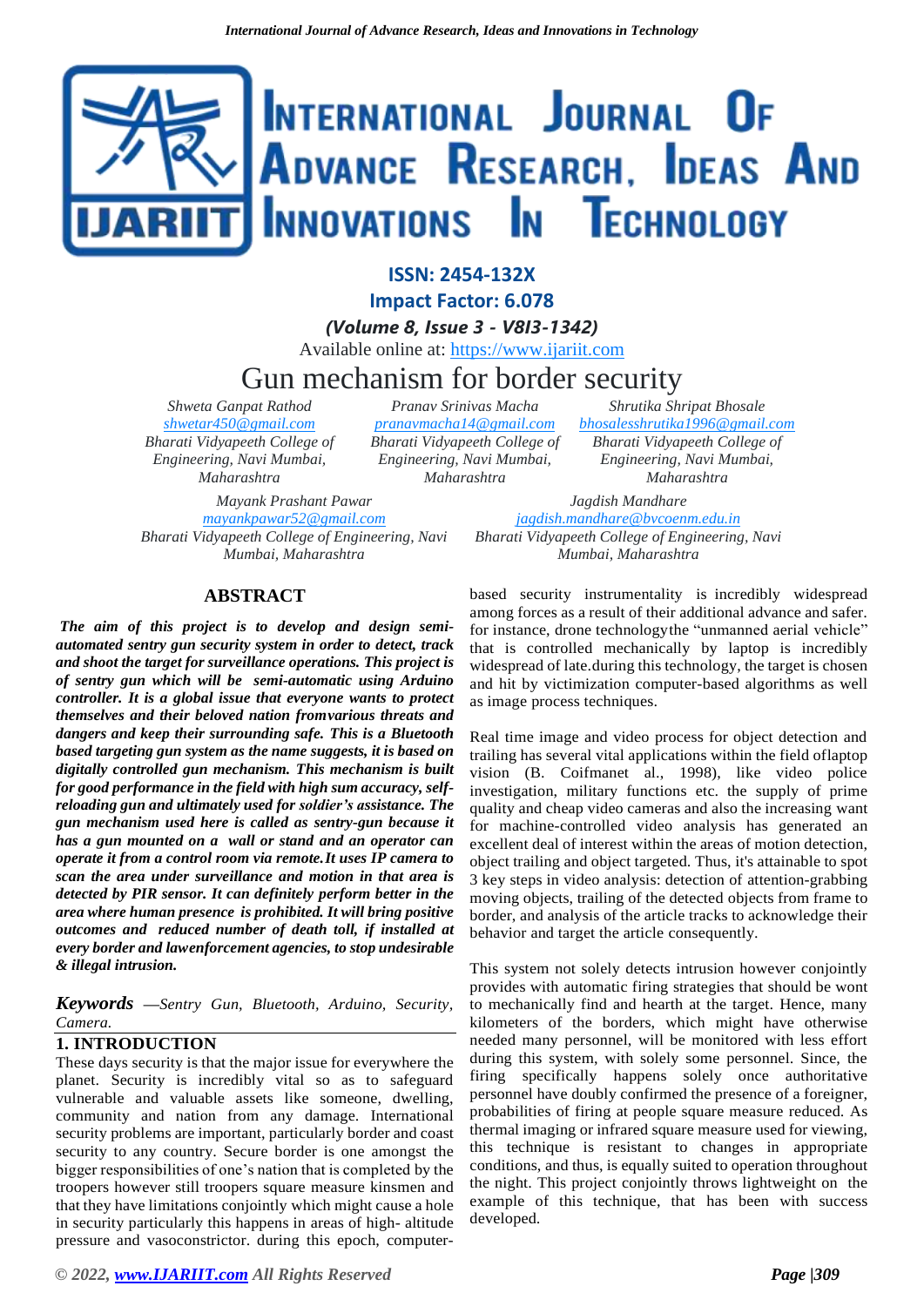ISSN: 2454-132X

Impact Factor: 6.078

*(Volume 8, Issue 3 - V8I3-1342)*

Available online at: https://www.ijariit.com

# Gun mechanism for border security

*Shweta Ganpat Rathod*
*shwetar450@gmail.com*
*Bharati Vidyapeeth College of Engineering, Navi Mumbai, Maharashtra*

*Pranav Srinivas Macha*
*pranavmacha14@gmail.com*
*Bharati Vidyapeeth College of Engineering, Navi Mumbai, Maharashtra*

*Shrutika Shripat Bhosale*
*bhosalesshrutika1996@gmail.com*
*Bharati Vidyapeeth College of Engineering, Navi Mumbai, Maharashtra*

*Mayank Prashant Pawar*
*mayankpawar52@gmail.com*
*Bharati Vidyapeeth College of Engineering, Navi Mumbai, Maharashtra*

*Jagdish Mandhare*
*jagdish.mandhare@bvcoenm.edu.in*
*Bharati Vidyapeeth College of Engineering, Navi Mumbai, Maharashtra*

## ABSTRACT

***The aim of this project is to develop and design semi-automated sentry gun security system in order to detect, track and shoot the target for surveillance operations. This project is of sentry gun which will be semi-automatic using Arduino controller. It is a global issue that everyone wants to protect themselves and their beloved nation fromvarious threats and dangers and keep their surrounding safe. This is a Bluetooth based targeting gun system as the name suggests, it is based on digitally controlled gun mechanism. This mechanism is built for good performance in the field with high sum accuracy, self-reloading gun and ultimately used for soldier's assistance. The gun mechanism used here is called as sentry-gun because it has a gun mounted on a wall or stand and an operator can operate it from a control room via remote.It uses IP camera to scan the area under surveillance and motion in that area is detected by PIR sensor. It can definitely perform better in the area where human presence is prohibited. It will bring positive outcomes and reduced number of death toll, if installed at every border and lawenforcement agencies, to stop undesirable & illegal intrusion.***

***Keywords*** *—Sentry Gun, Bluetooth, Arduino, Security, Camera.*

## 1. INTRODUCTION

These days security is that the major issue for everywhere the planet. Security is incredibly vital so as to safeguard vulnerable and valuable assets like someone, dwelling, community and nation from any damage. International security problems are important, particularly border and coast security to any country. Secure border is one amongst the bigger responsibilities of one's nation that is completed by the troopers however still troopers square measure kinsmen and that they have limitations conjointly which might cause a hole in security particularly this happens in areas of high- altitude pressure and vasoconstrictor. during this epoch, computer-based security instrumentality is incredibly widespread among forces as a result of their additional advance and safer. for instance, drone technologythe "unmanned aerial vehicle" that is controlled mechanically by laptop is incredibly widespread of late.during this technology, the target is chosen and hit by victimization computer-based algorithms as well as image process techniques.

Real time image and video process for object detection and trailing has several vital applications within the field oflaptop vision (B. Coifmanet al., 1998), like video police investigation, military functions etc. the supply of prime quality and cheap video cameras and also the increasing want for machine-controlled video analysis has generated an excellent deal of interest within the areas of motion detection, object trailing and object targeted. Thus, it's attainable to spot 3 key steps in video analysis: detection of attention-grabbing moving objects, trailing of the detected objects from frame to border, and analysis of the article tracks to acknowledge their behavior and target the article consequently.

This system not solely detects intrusion however conjointly provides with automatic firing strategies that should be wont to mechanically find and hearth at the target. Hence, many kilometers of the borders, which might have otherwise needed many personnel, will be monitored with less effort during this system, with solely some personnel. Since, the firing specifically happens solely once authoritative personnel have doubly confirmed the presence of a foreigner, probabilities of firing at people square measure reduced. As thermal imaging or infrared square measure used for viewing, this technique is resistant to changes in appropriate conditions, and thus, is equally suited to operation throughout the night. This project conjointly throws lightweight on the example of this technique, that has been with success developed.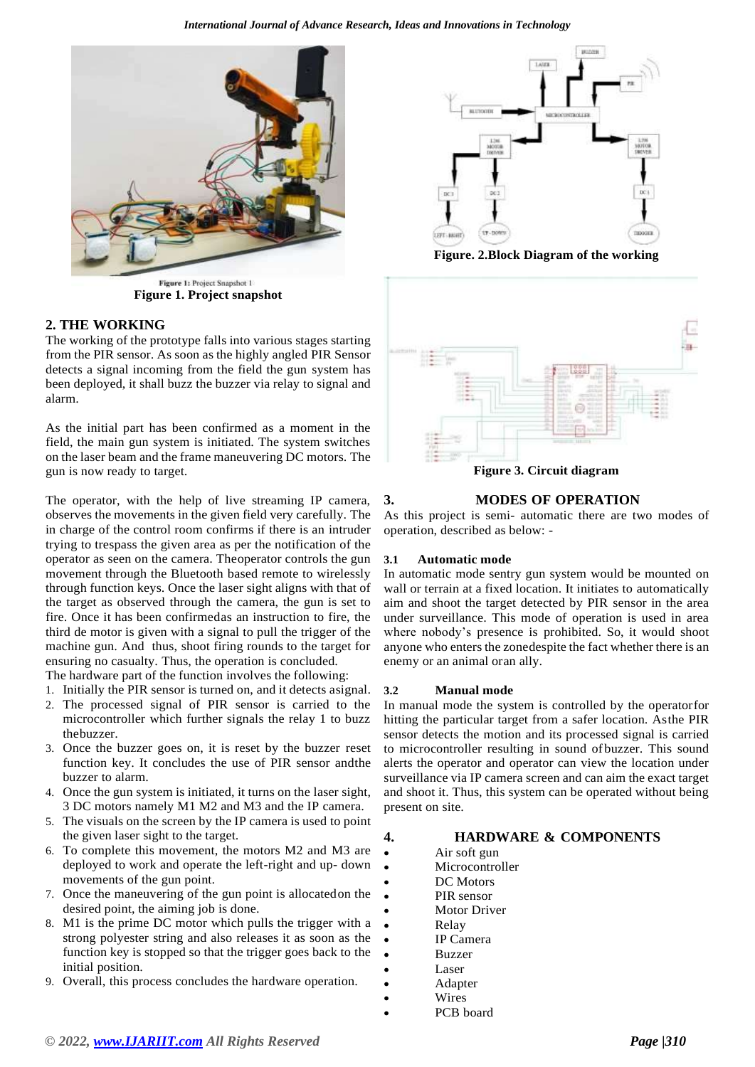Figure 1: Project Snapshot 1

**Figure 1. Project snapshot**

## 2. THE WORKING

The working of the prototype falls into various stages starting from the PIR sensor. As soon as the highly angled PIR Sensor detects a signal incoming from the field the gun system has been deployed, it shall buzz the buzzer via relay to signal and alarm.

As the initial part has been confirmed as a moment in the field, the main gun system is initiated. The system switches on the laser beam and the frame maneuvering DC motors. The gun is now ready to target.

The operator, with the help of live streaming IP camera, observes the movements in the given field very carefully. The in charge of the control room confirms if there is an intruder trying to trespass the given area as per the notification of the operator as seen on the camera. Theoperator controls the gun movement through the Bluetooth based remote to wirelessly through function keys. Once the laser sight aligns with that of the target as observed through the camera, the gun is set to fire. Once it has been confirmedas an instruction to fire, the third dc motor is given with a signal to pull the trigger of the machine gun. And thus, shoot firing rounds to the target for ensuring no casualty. Thus, the operation is concluded.

The hardware part of the function involves the following:

1. Initially the PIR sensor is turned on, and it detects asignal.
2. The processed signal of PIR sensor is carried to the microcontroller which further signals the relay 1 to buzz thebuzzer.
3. Once the buzzer goes on, it is reset by the buzzer reset function key. It concludes the use of PIR sensor andthe buzzer to alarm.
4. Once the gun system is initiated, it turns on the laser sight, 3 DC motors namely M1 M2 and M3 and the IP camera.
5. The visuals on the screen by the IP camera is used to point the given laser sight to the target.
6. To complete this movement, the motors M2 and M3 are deployed to work and operate the left-right and up- down movements of the gun point.
7. Once the maneuvering of the gun point is allocatedon the desired point, the aiming job is done.
8. M1 is the prime DC motor which pulls the trigger with a strong polyester string and also releases it as soon as the function key is stopped so that the trigger goes back to the initial position.
9. Overall, this process concludes the hardware operation.

**Figure. 2.Block Diagram of the working**

**Figure 3. Circuit diagram**

## 3. MODES OF OPERATION

As this project is semi- automatic there are two modes of operation, described as below: -

### 3.1 Automatic mode

In automatic mode sentry gun system would be mounted on wall or terrain at a fixed location. It initiates to automatically aim and shoot the target detected by PIR sensor in the area under surveillance. This mode of operation is used in area where nobody's presence is prohibited. So, it would shoot anyone who enters the zonedespite the fact whether there is an enemy or an animal oran ally.

### 3.2 Manual mode

In manual mode the system is controlled by the operatorfor hitting the particular target from a safer location. Asthe PIR sensor detects the motion and its processed signal is carried to microcontroller resulting in sound ofbuzzer. This sound alerts the operator and operator can view the location under surveillance via IP camera screen and can aim the exact target and shoot it. Thus, this system can be operated without being present on site.

## 4. HARDWARE & COMPONENTS

- Air soft gun
- Microcontroller
- DC Motors
- PIR sensor
- Motor Driver
- Relay
- IP Camera
- Buzzer
- Laser
- Adapter
- Wires
- PCB board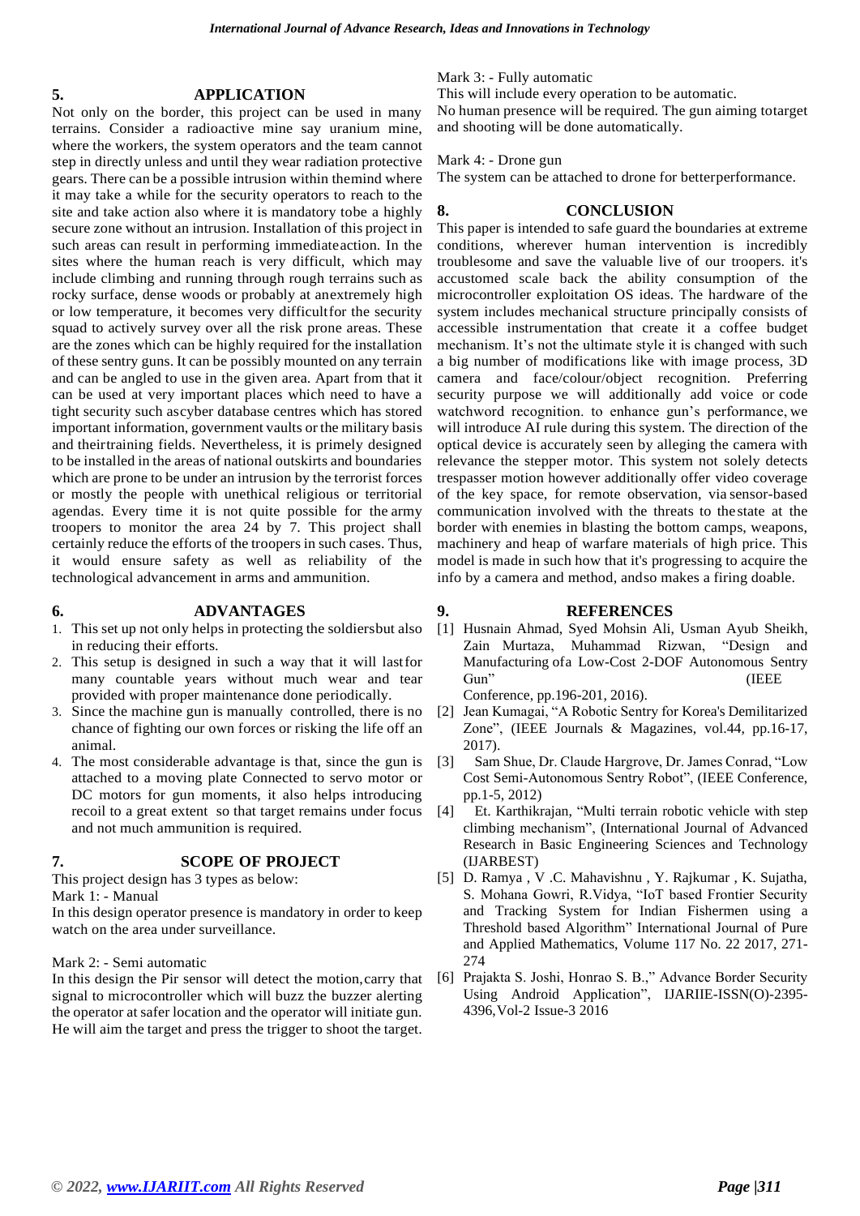## 5. APPLICATION

Not only on the border, this project can be used in many terrains. Consider a radioactive mine say uranium mine, where the workers, the system operators and the team cannot step in directly unless and until they wear radiation protective gears. There can be a possible intrusion within themind where it may take a while for the security operators to reach to the site and take action also where it is mandatory tobe a highly secure zone without an intrusion. Installation of this project in such areas can result in performing immediateaction. In the sites where the human reach is very difficult, which may include climbing and running through rough terrains such as rocky surface, dense woods or probably at anextremely high or low temperature, it becomes very difficultfor the security squad to actively survey over all the risk prone areas. These are the zones which can be highly required for the installation of these sentry guns. It can be possibly mounted on any terrain and can be angled to use in the given area. Apart from that it can be used at very important places which need to have a tight security such ascyber database centres which has stored important information, government vaults or the military basis and theirtraining fields. Nevertheless, it is primely designed to be installed in the areas of national outskirts and boundaries which are prone to be under an intrusion by the terrorist forces or mostly the people with unethical religious or territorial agendas. Every time it is not quite possible for the army troopers to monitor the area 24 by 7. This project shall certainly reduce the efforts of the troopers in such cases. Thus, it would ensure safety as well as reliability of the technological advancement in arms and ammunition.

## 6. ADVANTAGES

1. This set up not only helps in protecting the soldiersbut also in reducing their efforts.
2. This setup is designed in such a way that it will lastfor many countable years without much wear and tear provided with proper maintenance done periodically.
3. Since the machine gun is manually controlled, there is no chance of fighting our own forces or risking the life off an animal.
4. The most considerable advantage is that, since the gun is attached to a moving plate Connected to servo motor or DC motors for gun moments, it also helps introducing recoil to a great extent so that target remains under focus and not much ammunition is required.

## 7. SCOPE OF PROJECT

This project design has 3 types as below:

Mark 1: - Manual

In this design operator presence is mandatory in order to keep watch on the area under surveillance.

Mark 2: - Semi automatic

In this design the Pir sensor will detect the motion,carry that signal to microcontroller which will buzz the buzzer alerting the operator at safer location and the operator will initiate gun. He will aim the target and press the trigger to shoot the target.

Mark 3: - Fully automatic

This will include every operation to be automatic.
No human presence will be required. The gun aiming totarget and shooting will be done automatically.

Mark 4: - Drone gun

The system can be attached to drone for betterperformance.

## 8. CONCLUSION

This paper is intended to safe guard the boundaries at extreme conditions, wherever human intervention is incredibly troublesome and save the valuable live of our troopers. it's accustomed scale back the ability consumption of the microcontroller exploitation OS ideas. The hardware of the system includes mechanical structure principally consists of accessible instrumentation that create it a coffee budget mechanism. It's not the ultimate style it is changed with such a big number of modifications like with image process, 3D camera and face/colour/object recognition. Preferring security purpose we will additionally add voice or code watchword recognition. to enhance gun's performance, we will introduce AI rule during this system. The direction of the optical device is accurately seen by alleging the camera with relevance the stepper motor. This system not solely detects trespasser motion however additionally offer video coverage of the key space, for remote observation, via sensor-based communication involved with the threats to thestate at the border with enemies in blasting the bottom camps, weapons, machinery and heap of warfare materials of high price. This model is made in such how that it's progressing to acquire the info by a camera and method, andso makes a firing doable.

## 9. REFERENCES

[1] Husnain Ahmad, Syed Mohsin Ali, Usman Ayub Sheikh, Zain Murtaza, Muhammad Rizwan, "Design and Manufacturing ofa Low-Cost 2-DOF Autonomous Sentry Gun" (IEEE Conference, pp.196-201, 2016).

[2] Jean Kumagai, "A Robotic Sentry for Korea's Demilitarized Zone", (IEEE Journals & Magazines, vol.44, pp.16-17, 2017).

[3] Sam Shue, Dr. Claude Hargrove, Dr. James Conrad, "Low Cost Semi-Autonomous Sentry Robot", (IEEE Conference, pp.1-5, 2012)

[4] Et. Karthikrajan, "Multi terrain robotic vehicle with step climbing mechanism", (International Journal of Advanced Research in Basic Engineering Sciences and Technology (IJARBEST)

[5] D. Ramya , V .C. Mahavishnu , Y. Rajkumar , K. Sujatha, S. Mohana Gowri, R.Vidya, "IoT based Frontier Security and Tracking System for Indian Fishermen using a Threshold based Algorithm" International Journal of Pure and Applied Mathematics, Volume 117 No. 22 2017, 271-274

[6] Prajakta S. Joshi, Honrao S. B.," Advance Border Security Using Android Application", IJARIIE-ISSN(O)-2395-4396,Vol-2 Issue-3 2016